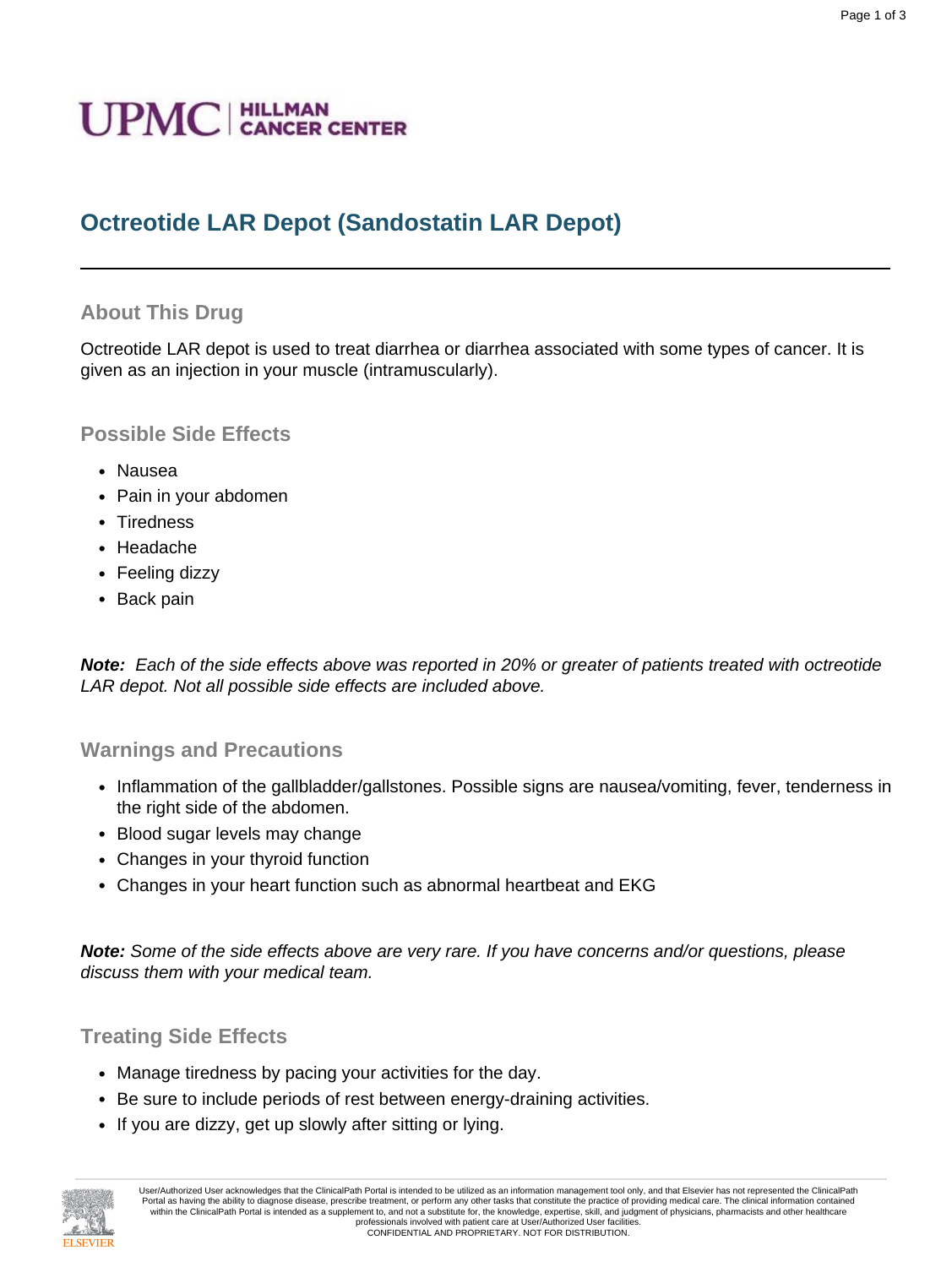UPMC | HILLMAN CANCER CENTER

# Octreotide LAR Depot (Sandostatin LAR Depot)

## About This Drug

Octreotide LAR depot is used to treat diarrhea or diarrhea associated with some types of cancer. It is given as an injection in your muscle (intramuscularly).

## Possible Side Effects

- Nausea
- Pain in your abdomen
- Tiredness
- Headache
- Feeling dizzy
- Back pain

***Note:*** *Each of the side effects above was reported in 20% or greater of patients treated with octreotide LAR depot. Not all possible side effects are included above.*

## Warnings and Precautions

- Inflammation of the gallbladder/gallstones. Possible signs are nausea/vomiting, fever, tenderness in the right side of the abdomen.
- Blood sugar levels may change
- Changes in your thyroid function
- Changes in your heart function such as abnormal heartbeat and EKG

***Note:*** *Some of the side effects above are very rare. If you have concerns and/or questions, please discuss them with your medical team.*

## Treating Side Effects

- Manage tiredness by pacing your activities for the day.
- Be sure to include periods of rest between energy-draining activities.
- If you are dizzy, get up slowly after sitting or lying.

User/Authorized User acknowledges that the ClinicalPath Portal is intended to be utilized as an information management tool only, and that Elsevier has not represented the ClinicalPath Portal as having the ability to diagnose disease, prescribe treatment, or perform any other tasks that constitute the practice of providing medical care. The clinical information contained within the ClinicalPath Portal is intended as a supplement to, and not a substitute for, the knowledge, expertise, skill, and judgment of physicians, pharmacists and other healthcare professionals involved with patient care at User/Authorized User facilities.
CONFIDENTIAL AND PROPRIETARY. NOT FOR DISTRIBUTION.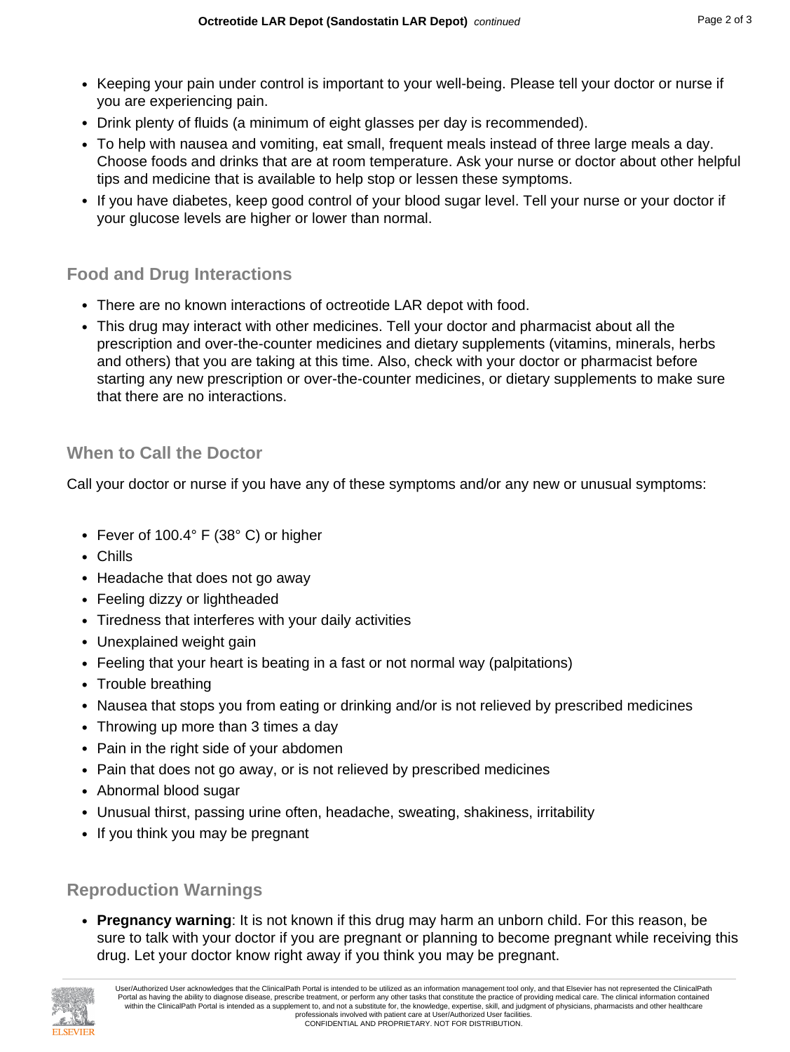- Keeping your pain under control is important to your well-being. Please tell your doctor or nurse if you are experiencing pain.
- Drink plenty of fluids (a minimum of eight glasses per day is recommended).
- To help with nausea and vomiting, eat small, frequent meals instead of three large meals a day. Choose foods and drinks that are at room temperature. Ask your nurse or doctor about other helpful tips and medicine that is available to help stop or lessen these symptoms.
- If you have diabetes, keep good control of your blood sugar level. Tell your nurse or your doctor if your glucose levels are higher or lower than normal.

## Food and Drug Interactions

- There are no known interactions of octreotide LAR depot with food.
- This drug may interact with other medicines. Tell your doctor and pharmacist about all the prescription and over-the-counter medicines and dietary supplements (vitamins, minerals, herbs and others) that you are taking at this time. Also, check with your doctor or pharmacist before starting any new prescription or over-the-counter medicines, or dietary supplements to make sure that there are no interactions.

## When to Call the Doctor

Call your doctor or nurse if you have any of these symptoms and/or any new or unusual symptoms:

- Fever of 100.4° F (38° C) or higher
- Chills
- Headache that does not go away
- Feeling dizzy or lightheaded
- Tiredness that interferes with your daily activities
- Unexplained weight gain
- Feeling that your heart is beating in a fast or not normal way (palpitations)
- Trouble breathing
- Nausea that stops you from eating or drinking and/or is not relieved by prescribed medicines
- Throwing up more than 3 times a day
- Pain in the right side of your abdomen
- Pain that does not go away, or is not relieved by prescribed medicines
- Abnormal blood sugar
- Unusual thirst, passing urine often, headache, sweating, shakiness, irritability
- If you think you may be pregnant

## Reproduction Warnings

- **Pregnancy warning**: It is not known if this drug may harm an unborn child. For this reason, be sure to talk with your doctor if you are pregnant or planning to become pregnant while receiving this drug. Let your doctor know right away if you think you may be pregnant.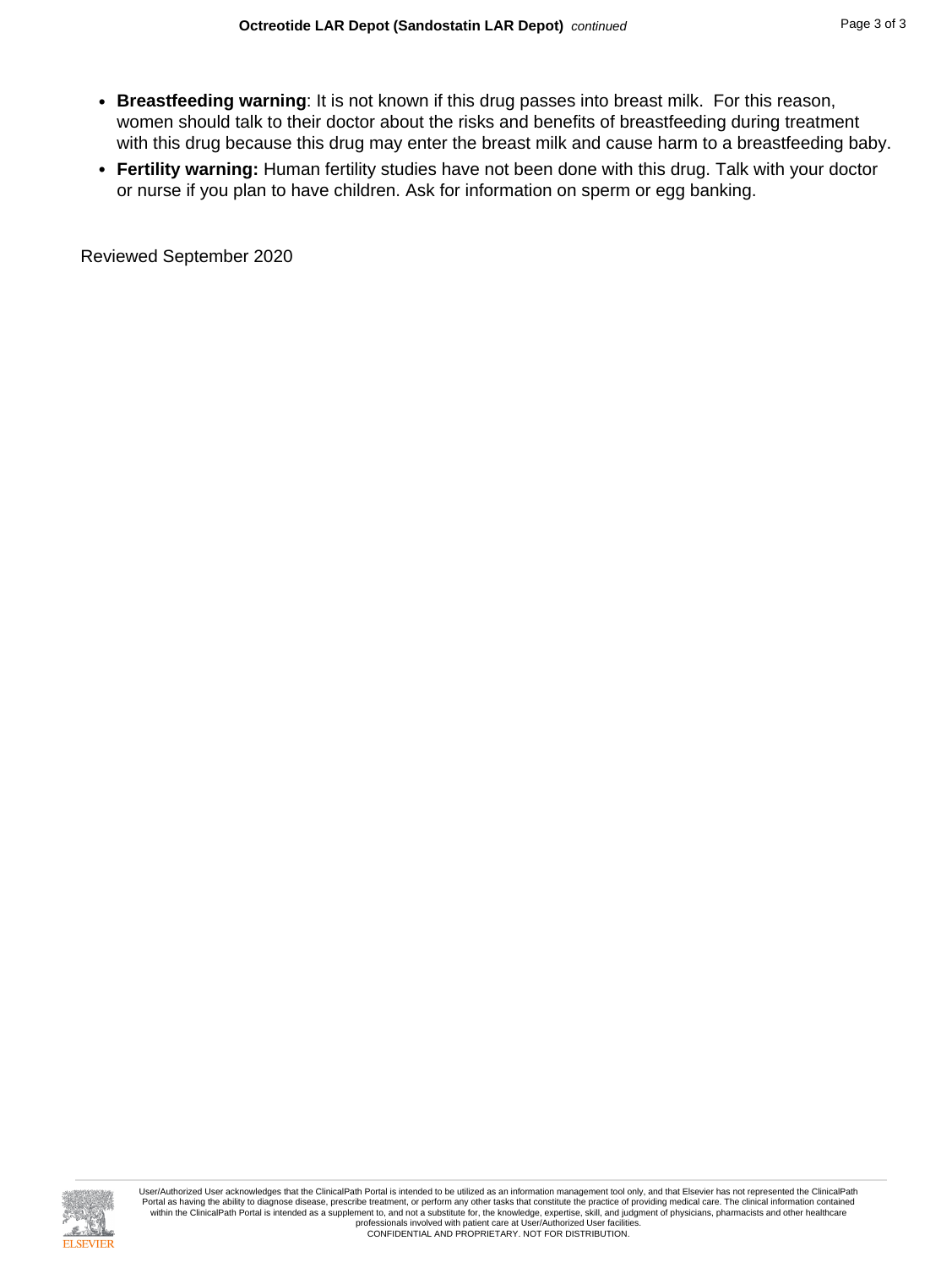- **Breastfeeding warning**: It is not known if this drug passes into breast milk. For this reason, women should talk to their doctor about the risks and benefits of breastfeeding during treatment with this drug because this drug may enter the breast milk and cause harm to a breastfeeding baby.
- **Fertility warning:** Human fertility studies have not been done with this drug. Talk with your doctor or nurse if you plan to have children. Ask for information on sperm or egg banking.

Reviewed September 2020